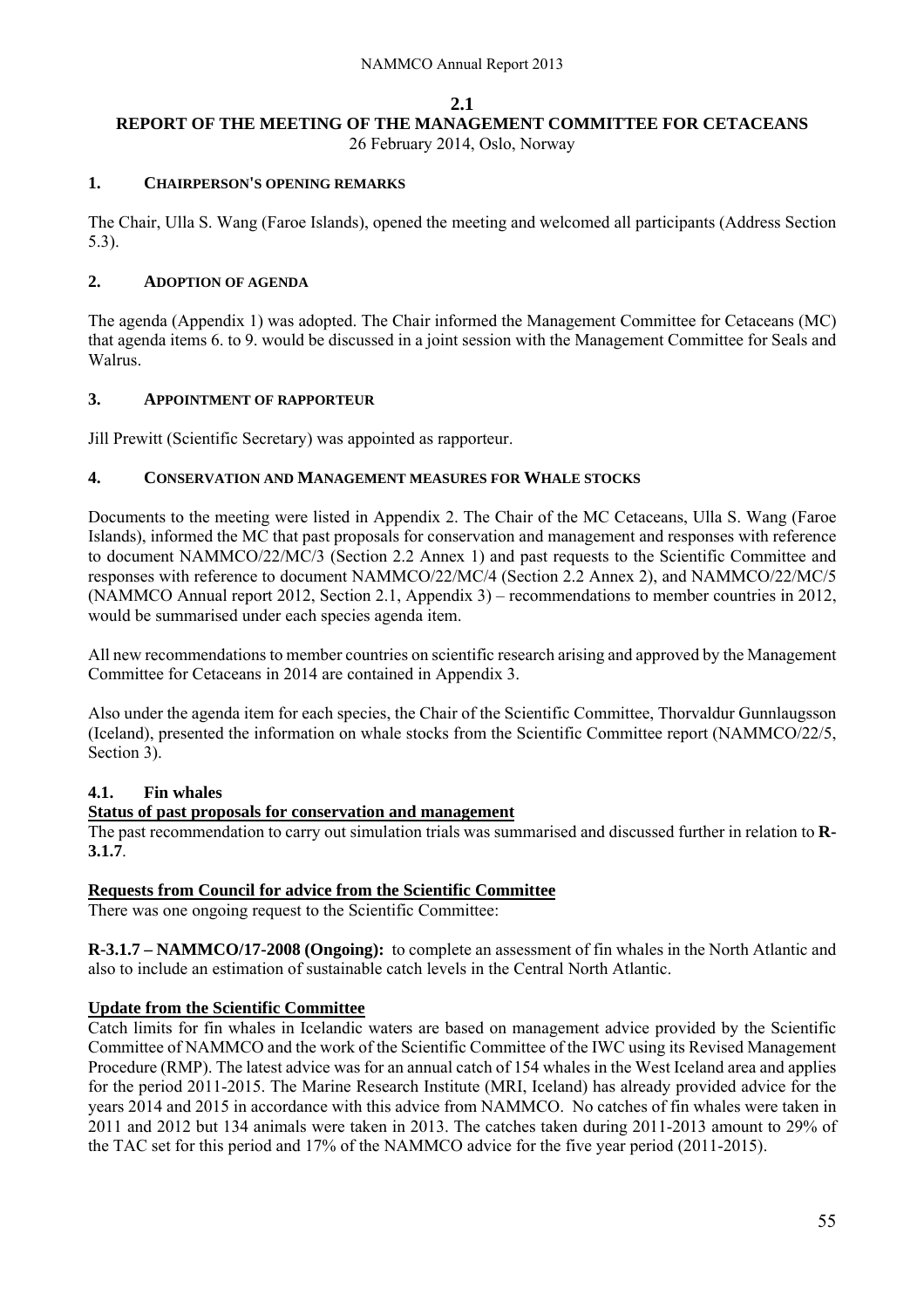# 2.1

# REPORT OF THE MEETING OF THE MANAGEMENT COMMITTEE FOR CETACEANS

26 February 2014, Oslo, Norway

## 1. CHAIRPERSON'S OPENING REMARKS

The Chair, Ulla S. Wang (Faroe Islands), opened the meeting and welcomed all participants (Address Section 5.3).

## 2. ADOPTION OF AGENDA

The agenda (Appendix 1) was adopted. The Chair informed the Management Committee for Cetaceans (MC) that agenda items 6. to 9. would be discussed in a joint session with the Management Committee for Seals and Walrus.

## 3. APPOINTMENT OF RAPPORTEUR

Jill Prewitt (Scientific Secretary) was appointed as rapporteur.

## 4. CONSERVATION AND MANAGEMENT MEASURES FOR WHALE STOCKS

Documents to the meeting were listed in Appendix 2. The Chair of the MC Cetaceans, Ulla S. Wang (Faroe Islands), informed the MC that past proposals for conservation and management and responses with reference to document NAMMCO/22/MC/3 (Section 2.2 Annex 1) and past requests to the Scientific Committee and responses with reference to document NAMMCO/22/MC/4 (Section 2.2 Annex 2), and NAMMCO/22/MC/5 (NAMMCO Annual report 2012, Section 2.1, Appendix 3) – recommendations to member countries in 2012, would be summarised under each species agenda item.

All new recommendations to member countries on scientific research arising and approved by the Management Committee for Cetaceans in 2014 are contained in Appendix 3.

Also under the agenda item for each species, the Chair of the Scientific Committee, Thorvaldur Gunnlaugsson (Iceland), presented the information on whale stocks from the Scientific Committee report (NAMMCO/22/5, Section 3).

### 4.1. Fin whales

**Status of past proposals for conservation and management**

The past recommendation to carry out simulation trials was summarised and discussed further in relation to **R-3.1.7**.

**Requests from Council for advice from the Scientific Committee**

There was one ongoing request to the Scientific Committee:

**R-3.1.7 – NAMMCO/17-2008 (Ongoing):** to complete an assessment of fin whales in the North Atlantic and also to include an estimation of sustainable catch levels in the Central North Atlantic.

**Update from the Scientific Committee**

Catch limits for fin whales in Icelandic waters are based on management advice provided by the Scientific Committee of NAMMCO and the work of the Scientific Committee of the IWC using its Revised Management Procedure (RMP). The latest advice was for an annual catch of 154 whales in the West Iceland area and applies for the period 2011-2015. The Marine Research Institute (MRI, Iceland) has already provided advice for the years 2014 and 2015 in accordance with this advice from NAMMCO. No catches of fin whales were taken in 2011 and 2012 but 134 animals were taken in 2013. The catches taken during 2011-2013 amount to 29% of the TAC set for this period and 17% of the NAMMCO advice for the five year period (2011-2015).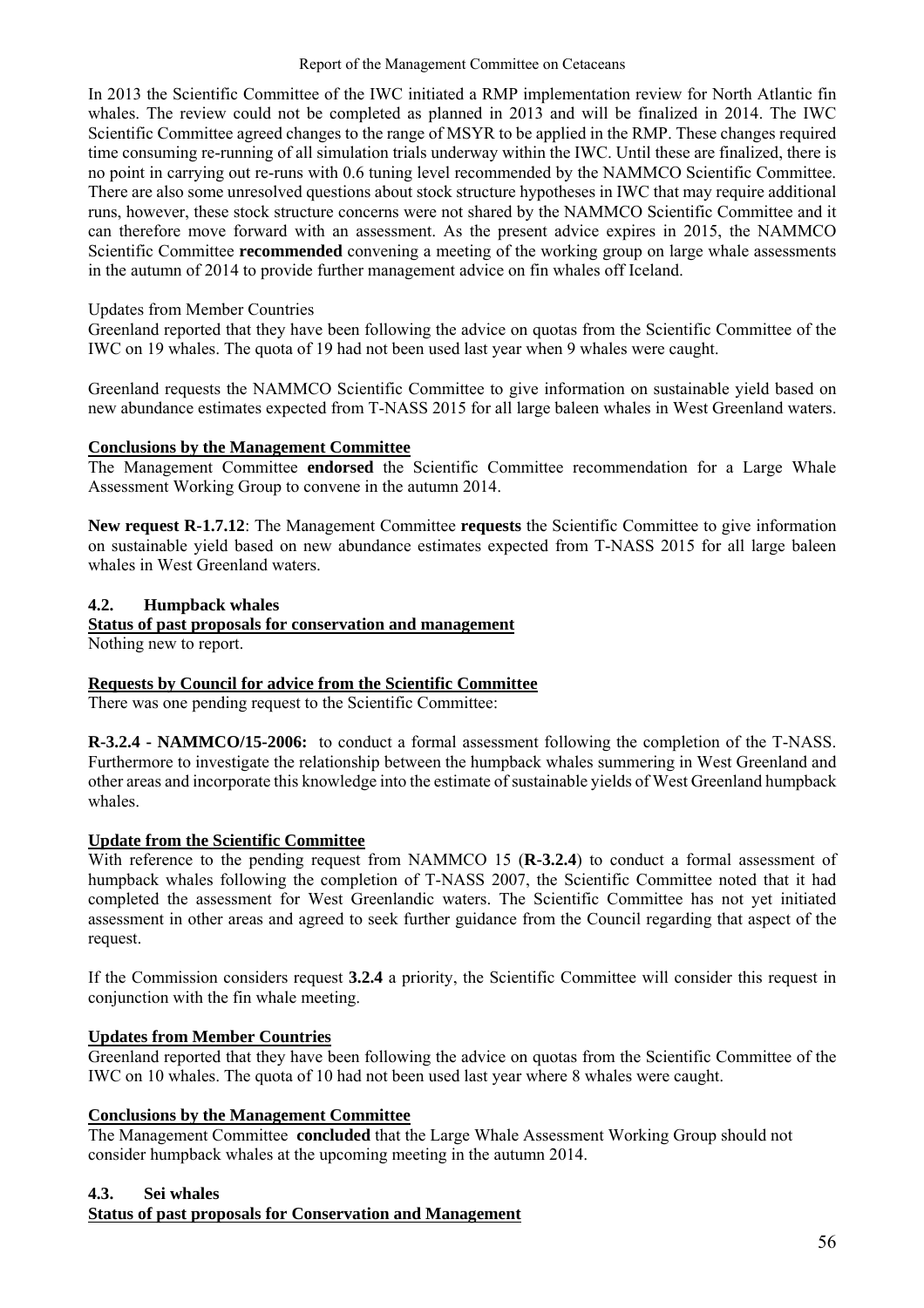In 2013 the Scientific Committee of the IWC initiated a RMP implementation review for North Atlantic fin whales. The review could not be completed as planned in 2013 and will be finalized in 2014. The IWC Scientific Committee agreed changes to the range of MSYR to be applied in the RMP. These changes required time consuming re-running of all simulation trials underway within the IWC. Until these are finalized, there is no point in carrying out re-runs with 0.6 tuning level recommended by the NAMMCO Scientific Committee. There are also some unresolved questions about stock structure hypotheses in IWC that may require additional runs, however, these stock structure concerns were not shared by the NAMMCO Scientific Committee and it can therefore move forward with an assessment. As the present advice expires in 2015, the NAMMCO Scientific Committee **recommended** convening a meeting of the working group on large whale assessments in the autumn of 2014 to provide further management advice on fin whales off Iceland.

Updates from Member Countries

Greenland reported that they have been following the advice on quotas from the Scientific Committee of the IWC on 19 whales. The quota of 19 had not been used last year when 9 whales were caught.

Greenland requests the NAMMCO Scientific Committee to give information on sustainable yield based on new abundance estimates expected from T-NASS 2015 for all large baleen whales in West Greenland waters.

**Conclusions by the Management Committee**

The Management Committee **endorsed** the Scientific Committee recommendation for a Large Whale Assessment Working Group to convene in the autumn 2014.

**New request R-1.7.12**: The Management Committee **requests** the Scientific Committee to give information on sustainable yield based on new abundance estimates expected from T-NASS 2015 for all large baleen whales in West Greenland waters.

### 4.2. Humpback whales

**Status of past proposals for conservation and management**

Nothing new to report.

**Requests by Council for advice from the Scientific Committee**

There was one pending request to the Scientific Committee:

**R-3.2.4 - NAMMCO/15-2006:** to conduct a formal assessment following the completion of the T-NASS. Furthermore to investigate the relationship between the humpback whales summering in West Greenland and other areas and incorporate this knowledge into the estimate of sustainable yields of West Greenland humpback whales.

**Update from the Scientific Committee**

With reference to the pending request from NAMMCO 15 (**R-3.2.4**) to conduct a formal assessment of humpback whales following the completion of T-NASS 2007, the Scientific Committee noted that it had completed the assessment for West Greenlandic waters. The Scientific Committee has not yet initiated assessment in other areas and agreed to seek further guidance from the Council regarding that aspect of the request.

If the Commission considers request **3.2.4** a priority, the Scientific Committee will consider this request in conjunction with the fin whale meeting.

**Updates from Member Countries**

Greenland reported that they have been following the advice on quotas from the Scientific Committee of the IWC on 10 whales. The quota of 10 had not been used last year where 8 whales were caught.

**Conclusions by the Management Committee**

The Management Committee **concluded** that the Large Whale Assessment Working Group should not consider humpback whales at the upcoming meeting in the autumn 2014.

### 4.3. Sei whales

**Status of past proposals for Conservation and Management**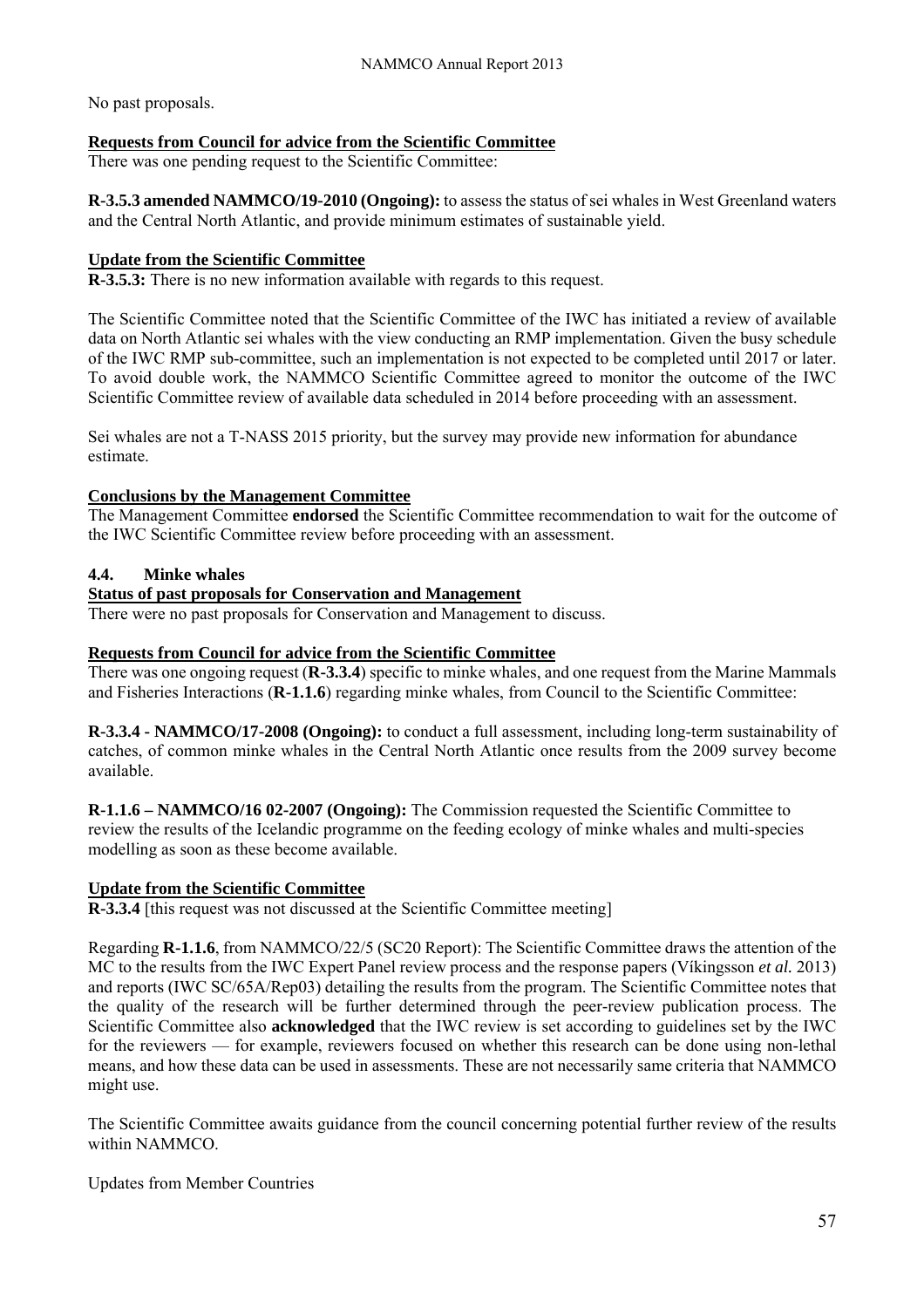No past proposals.

**Requests from Council for advice from the Scientific Committee**

There was one pending request to the Scientific Committee:

**R-3.5.3 amended NAMMCO/19-2010 (Ongoing):** to assess the status of sei whales in West Greenland waters and the Central North Atlantic, and provide minimum estimates of sustainable yield.

**Update from the Scientific Committee**

**R-3.5.3:** There is no new information available with regards to this request.

The Scientific Committee noted that the Scientific Committee of the IWC has initiated a review of available data on North Atlantic sei whales with the view conducting an RMP implementation. Given the busy schedule of the IWC RMP sub-committee, such an implementation is not expected to be completed until 2017 or later. To avoid double work, the NAMMCO Scientific Committee agreed to monitor the outcome of the IWC Scientific Committee review of available data scheduled in 2014 before proceeding with an assessment.

Sei whales are not a T-NASS 2015 priority, but the survey may provide new information for abundance estimate.

**Conclusions by the Management Committee**

The Management Committee **endorsed** the Scientific Committee recommendation to wait for the outcome of the IWC Scientific Committee review before proceeding with an assessment.

## 4.4. Minke whales

**Status of past proposals for Conservation and Management**

There were no past proposals for Conservation and Management to discuss.

**Requests from Council for advice from the Scientific Committee**

There was one ongoing request (**R-3.3.4**) specific to minke whales, and one request from the Marine Mammals and Fisheries Interactions (**R-1.1.6**) regarding minke whales, from Council to the Scientific Committee:

**R-3.3.4 - NAMMCO/17-2008 (Ongoing):** to conduct a full assessment, including long-term sustainability of catches, of common minke whales in the Central North Atlantic once results from the 2009 survey become available.

**R-1.1.6 – NAMMCO/16 02-2007 (Ongoing):** The Commission requested the Scientific Committee to review the results of the Icelandic programme on the feeding ecology of minke whales and multi-species modelling as soon as these become available.

**Update from the Scientific Committee**

**R-3.3.4** [this request was not discussed at the Scientific Committee meeting]

Regarding **R-1.1.6**, from NAMMCO/22/5 (SC20 Report): The Scientific Committee draws the attention of the MC to the results from the IWC Expert Panel review process and the response papers (Víkingsson *et al.* 2013) and reports (IWC SC/65A/Rep03) detailing the results from the program. The Scientific Committee notes that the quality of the research will be further determined through the peer-review publication process. The Scientific Committee also **acknowledged** that the IWC review is set according to guidelines set by the IWC for the reviewers — for example, reviewers focused on whether this research can be done using non-lethal means, and how these data can be used in assessments. These are not necessarily same criteria that NAMMCO might use.

The Scientific Committee awaits guidance from the council concerning potential further review of the results within NAMMCO.

Updates from Member Countries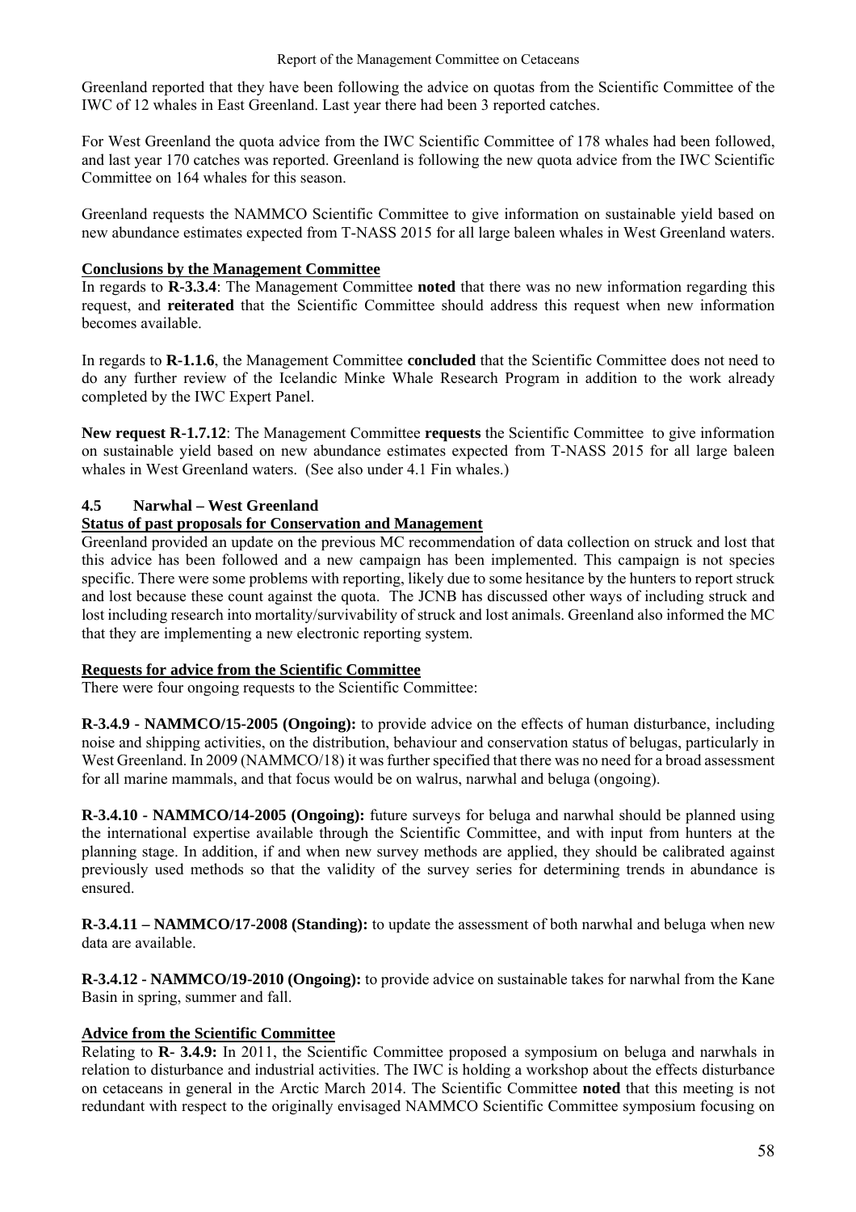Greenland reported that they have been following the advice on quotas from the Scientific Committee of the IWC of 12 whales in East Greenland. Last year there had been 3 reported catches.

For West Greenland the quota advice from the IWC Scientific Committee of 178 whales had been followed, and last year 170 catches was reported. Greenland is following the new quota advice from the IWC Scientific Committee on 164 whales for this season.

Greenland requests the NAMMCO Scientific Committee to give information on sustainable yield based on new abundance estimates expected from T-NASS 2015 for all large baleen whales in West Greenland waters.

**Conclusions by the Management Committee**

In regards to **R-3.3.4**: The Management Committee **noted** that there was no new information regarding this request, and **reiterated** that the Scientific Committee should address this request when new information becomes available.

In regards to **R-1.1.6**, the Management Committee **concluded** that the Scientific Committee does not need to do any further review of the Icelandic Minke Whale Research Program in addition to the work already completed by the IWC Expert Panel.

**New request R-1.7.12**: The Management Committee **requests** the Scientific Committee to give information on sustainable yield based on new abundance estimates expected from T-NASS 2015 for all large baleen whales in West Greenland waters. (See also under 4.1 Fin whales.)

## 4.5 Narwhal – West Greenland

**Status of past proposals for Conservation and Management**

Greenland provided an update on the previous MC recommendation of data collection on struck and lost that this advice has been followed and a new campaign has been implemented. This campaign is not species specific. There were some problems with reporting, likely due to some hesitance by the hunters to report struck and lost because these count against the quota. The JCNB has discussed other ways of including struck and lost including research into mortality/survivability of struck and lost animals. Greenland also informed the MC that they are implementing a new electronic reporting system.

**Requests for advice from the Scientific Committee**

There were four ongoing requests to the Scientific Committee:

**R-3.4.9 - NAMMCO/15-2005 (Ongoing):** to provide advice on the effects of human disturbance, including noise and shipping activities, on the distribution, behaviour and conservation status of belugas, particularly in West Greenland. In 2009 (NAMMCO/18) it was further specified that there was no need for a broad assessment for all marine mammals, and that focus would be on walrus, narwhal and beluga (ongoing).

**R-3.4.10 - NAMMCO/14-2005 (Ongoing):** future surveys for beluga and narwhal should be planned using the international expertise available through the Scientific Committee, and with input from hunters at the planning stage. In addition, if and when new survey methods are applied, they should be calibrated against previously used methods so that the validity of the survey series for determining trends in abundance is ensured.

**R-3.4.11 – NAMMCO/17-2008 (Standing):** to update the assessment of both narwhal and beluga when new data are available.

**R-3.4.12 - NAMMCO/19-2010 (Ongoing):** to provide advice on sustainable takes for narwhal from the Kane Basin in spring, summer and fall.

**Advice from the Scientific Committee**

Relating to **R- 3.4.9:** In 2011, the Scientific Committee proposed a symposium on beluga and narwhals in relation to disturbance and industrial activities. The IWC is holding a workshop about the effects disturbance on cetaceans in general in the Arctic March 2014. The Scientific Committee **noted** that this meeting is not redundant with respect to the originally envisaged NAMMCO Scientific Committee symposium focusing on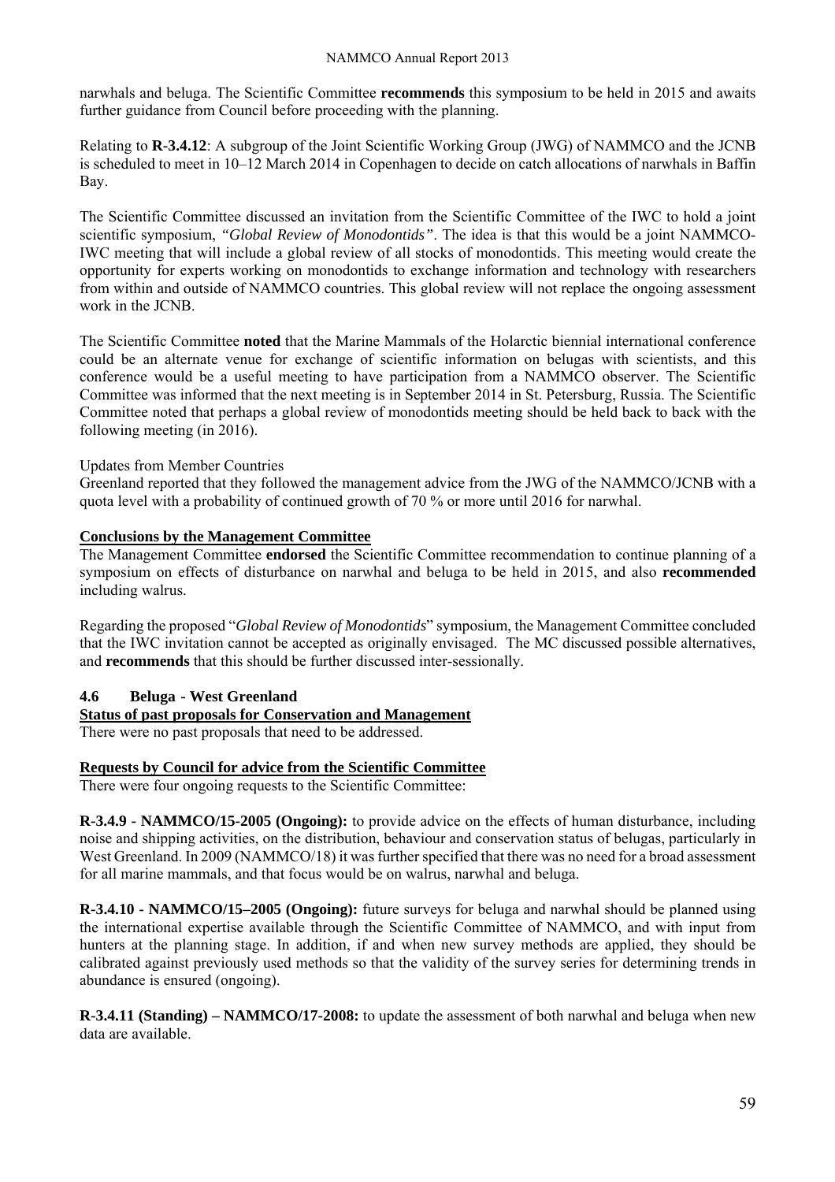narwhals and beluga. The Scientific Committee **recommends** this symposium to be held in 2015 and awaits further guidance from Council before proceeding with the planning.

Relating to **R-3.4.12**: A subgroup of the Joint Scientific Working Group (JWG) of NAMMCO and the JCNB is scheduled to meet in 10–12 March 2014 in Copenhagen to decide on catch allocations of narwhals in Baffin Bay.

The Scientific Committee discussed an invitation from the Scientific Committee of the IWC to hold a joint scientific symposium, *"Global Review of Monodontids"*. The idea is that this would be a joint NAMMCO-IWC meeting that will include a global review of all stocks of monodontids. This meeting would create the opportunity for experts working on monodontids to exchange information and technology with researchers from within and outside of NAMMCO countries. This global review will not replace the ongoing assessment work in the JCNB.

The Scientific Committee **noted** that the Marine Mammals of the Holarctic biennial international conference could be an alternate venue for exchange of scientific information on belugas with scientists, and this conference would be a useful meeting to have participation from a NAMMCO observer. The Scientific Committee was informed that the next meeting is in September 2014 in St. Petersburg, Russia. The Scientific Committee noted that perhaps a global review of monodontids meeting should be held back to back with the following meeting (in 2016).

Updates from Member Countries

Greenland reported that they followed the management advice from the JWG of the NAMMCO/JCNB with a quota level with a probability of continued growth of 70 % or more until 2016 for narwhal.

**Conclusions by the Management Committee**

The Management Committee **endorsed** the Scientific Committee recommendation to continue planning of a symposium on effects of disturbance on narwhal and beluga to be held in 2015, and also **recommended** including walrus.

Regarding the proposed "*Global Review of Monodontids*" symposium, the Management Committee concluded that the IWC invitation cannot be accepted as originally envisaged. The MC discussed possible alternatives, and **recommends** that this should be further discussed inter-sessionally.

### 4.6 Beluga - West Greenland

**Status of past proposals for Conservation and Management**

There were no past proposals that need to be addressed.

**Requests by Council for advice from the Scientific Committee**

There were four ongoing requests to the Scientific Committee:

**R-3.4.9 - NAMMCO/15-2005 (Ongoing):** to provide advice on the effects of human disturbance, including noise and shipping activities, on the distribution, behaviour and conservation status of belugas, particularly in West Greenland. In 2009 (NAMMCO/18) it was further specified that there was no need for a broad assessment for all marine mammals, and that focus would be on walrus, narwhal and beluga.

**R-3.4.10 - NAMMCO/15–2005 (Ongoing):** future surveys for beluga and narwhal should be planned using the international expertise available through the Scientific Committee of NAMMCO, and with input from hunters at the planning stage. In addition, if and when new survey methods are applied, they should be calibrated against previously used methods so that the validity of the survey series for determining trends in abundance is ensured (ongoing).

**R-3.4.11 (Standing) – NAMMCO/17-2008:** to update the assessment of both narwhal and beluga when new data are available.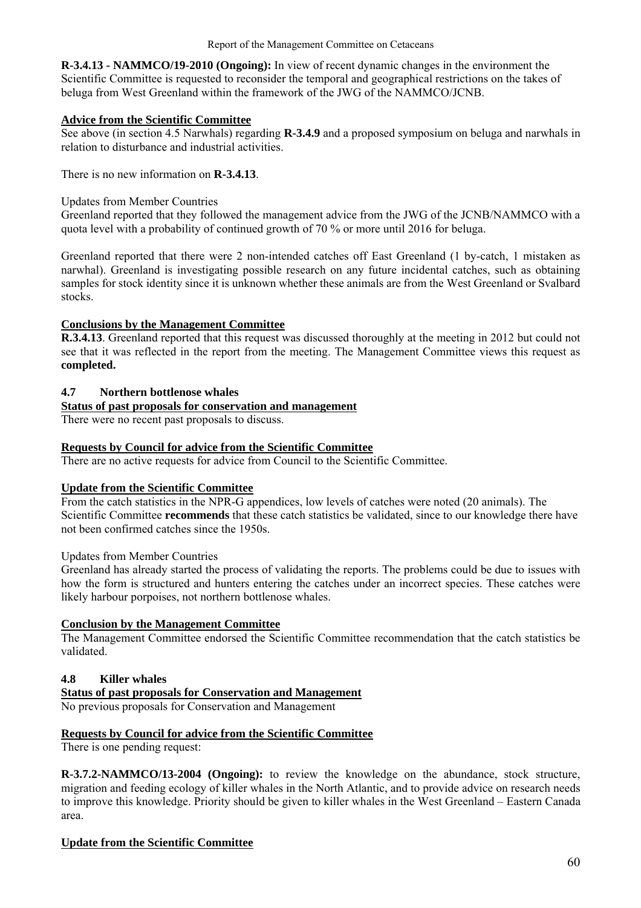**R-3.4.13 - NAMMCO/19-2010 (Ongoing):** In view of recent dynamic changes in the environment the Scientific Committee is requested to reconsider the temporal and geographical restrictions on the takes of beluga from West Greenland within the framework of the JWG of the NAMMCO/JCNB.

**Advice from the Scientific Committee**

See above (in section 4.5 Narwhals) regarding **R-3.4.9** and a proposed symposium on beluga and narwhals in relation to disturbance and industrial activities.

There is no new information on **R-3.4.13**.

Updates from Member Countries

Greenland reported that they followed the management advice from the JWG of the JCNB/NAMMCO with a quota level with a probability of continued growth of 70 % or more until 2016 for beluga.

Greenland reported that there were 2 non-intended catches off East Greenland (1 by-catch, 1 mistaken as narwhal). Greenland is investigating possible research on any future incidental catches, such as obtaining samples for stock identity since it is unknown whether these animals are from the West Greenland or Svalbard stocks.

**Conclusions by the Management Committee**

**R.3.4.13**. Greenland reported that this request was discussed thoroughly at the meeting in 2012 but could not see that it was reflected in the report from the meeting. The Management Committee views this request as **completed.**

## 4.7 Northern bottlenose whales

**Status of past proposals for conservation and management**

There were no recent past proposals to discuss.

**Requests by Council for advice from the Scientific Committee**

There are no active requests for advice from Council to the Scientific Committee.

**Update from the Scientific Committee**

From the catch statistics in the NPR-G appendices, low levels of catches were noted (20 animals). The Scientific Committee **recommends** that these catch statistics be validated, since to our knowledge there have not been confirmed catches since the 1950s.

Updates from Member Countries

Greenland has already started the process of validating the reports. The problems could be due to issues with how the form is structured and hunters entering the catches under an incorrect species. These catches were likely harbour porpoises, not northern bottlenose whales.

**Conclusion by the Management Committee**

The Management Committee endorsed the Scientific Committee recommendation that the catch statistics be validated.

## 4.8 Killer whales

**Status of past proposals for Conservation and Management**

No previous proposals for Conservation and Management

**Requests by Council for advice from the Scientific Committee**

There is one pending request:

**R-3.7.2-NAMMCO/13-2004 (Ongoing):** to review the knowledge on the abundance, stock structure, migration and feeding ecology of killer whales in the North Atlantic, and to provide advice on research needs to improve this knowledge. Priority should be given to killer whales in the West Greenland – Eastern Canada area.

**Update from the Scientific Committee**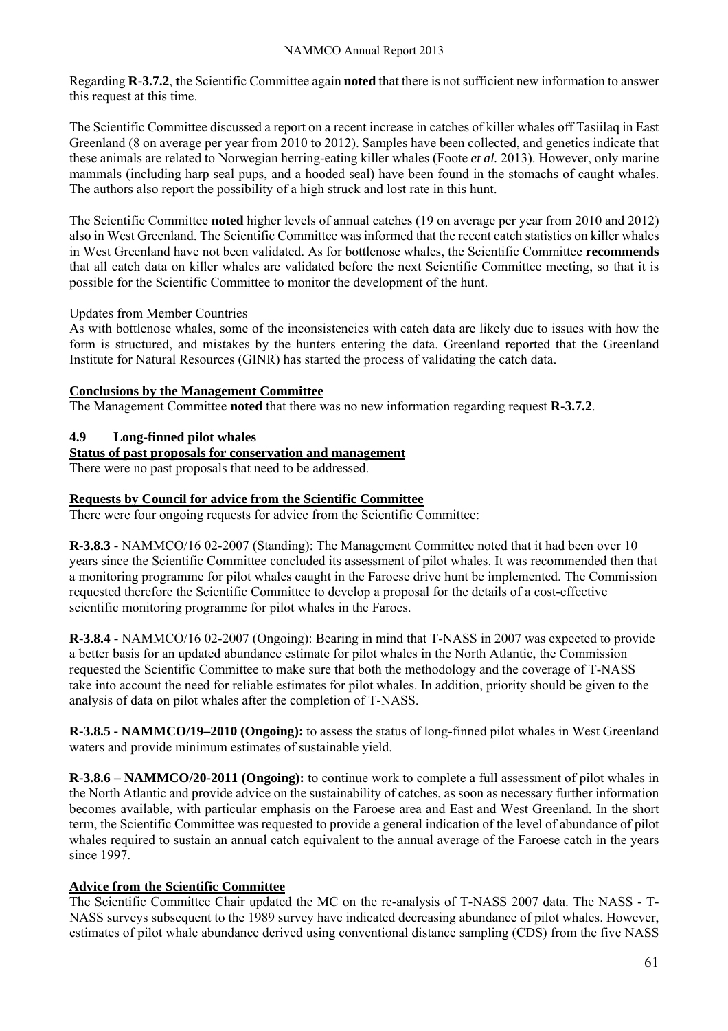Regarding **R-3.7.2**, **t**he Scientific Committee again **noted** that there is not sufficient new information to answer this request at this time.

The Scientific Committee discussed a report on a recent increase in catches of killer whales off Tasiilaq in East Greenland (8 on average per year from 2010 to 2012). Samples have been collected, and genetics indicate that these animals are related to Norwegian herring-eating killer whales (Foote *et al.* 2013). However, only marine mammals (including harp seal pups, and a hooded seal) have been found in the stomachs of caught whales. The authors also report the possibility of a high struck and lost rate in this hunt.

The Scientific Committee **noted** higher levels of annual catches (19 on average per year from 2010 and 2012) also in West Greenland. The Scientific Committee was informed that the recent catch statistics on killer whales in West Greenland have not been validated. As for bottlenose whales, the Scientific Committee **recommends** that all catch data on killer whales are validated before the next Scientific Committee meeting, so that it is possible for the Scientific Committee to monitor the development of the hunt.

Updates from Member Countries

As with bottlenose whales, some of the inconsistencies with catch data are likely due to issues with how the form is structured, and mistakes by the hunters entering the data. Greenland reported that the Greenland Institute for Natural Resources (GINR) has started the process of validating the catch data.

**Conclusions by the Management Committee**

The Management Committee **noted** that there was no new information regarding request **R-3.7.2**.

### 4.9 Long-finned pilot whales

**Status of past proposals for conservation and management**

There were no past proposals that need to be addressed.

**Requests by Council for advice from the Scientific Committee**

There were four ongoing requests for advice from the Scientific Committee:

**R-3.8.3 -** NAMMCO/16 02-2007 (Standing): The Management Committee noted that it had been over 10 years since the Scientific Committee concluded its assessment of pilot whales. It was recommended then that a monitoring programme for pilot whales caught in the Faroese drive hunt be implemented. The Commission requested therefore the Scientific Committee to develop a proposal for the details of a cost-effective scientific monitoring programme for pilot whales in the Faroes.

**R-3.8.4 -** NAMMCO/16 02-2007 (Ongoing): Bearing in mind that T-NASS in 2007 was expected to provide a better basis for an updated abundance estimate for pilot whales in the North Atlantic, the Commission requested the Scientific Committee to make sure that both the methodology and the coverage of T-NASS take into account the need for reliable estimates for pilot whales. In addition, priority should be given to the analysis of data on pilot whales after the completion of T-NASS.

**R-3.8.5 - NAMMCO/19–2010 (Ongoing):** to assess the status of long-finned pilot whales in West Greenland waters and provide minimum estimates of sustainable yield.

**R-3.8.6 – NAMMCO/20-2011 (Ongoing):** to continue work to complete a full assessment of pilot whales in the North Atlantic and provide advice on the sustainability of catches, as soon as necessary further information becomes available, with particular emphasis on the Faroese area and East and West Greenland. In the short term, the Scientific Committee was requested to provide a general indication of the level of abundance of pilot whales required to sustain an annual catch equivalent to the annual average of the Faroese catch in the years since 1997.

**Advice from the Scientific Committee**

The Scientific Committee Chair updated the MC on the re-analysis of T-NASS 2007 data. The NASS - T-NASS surveys subsequent to the 1989 survey have indicated decreasing abundance of pilot whales. However, estimates of pilot whale abundance derived using conventional distance sampling (CDS) from the five NASS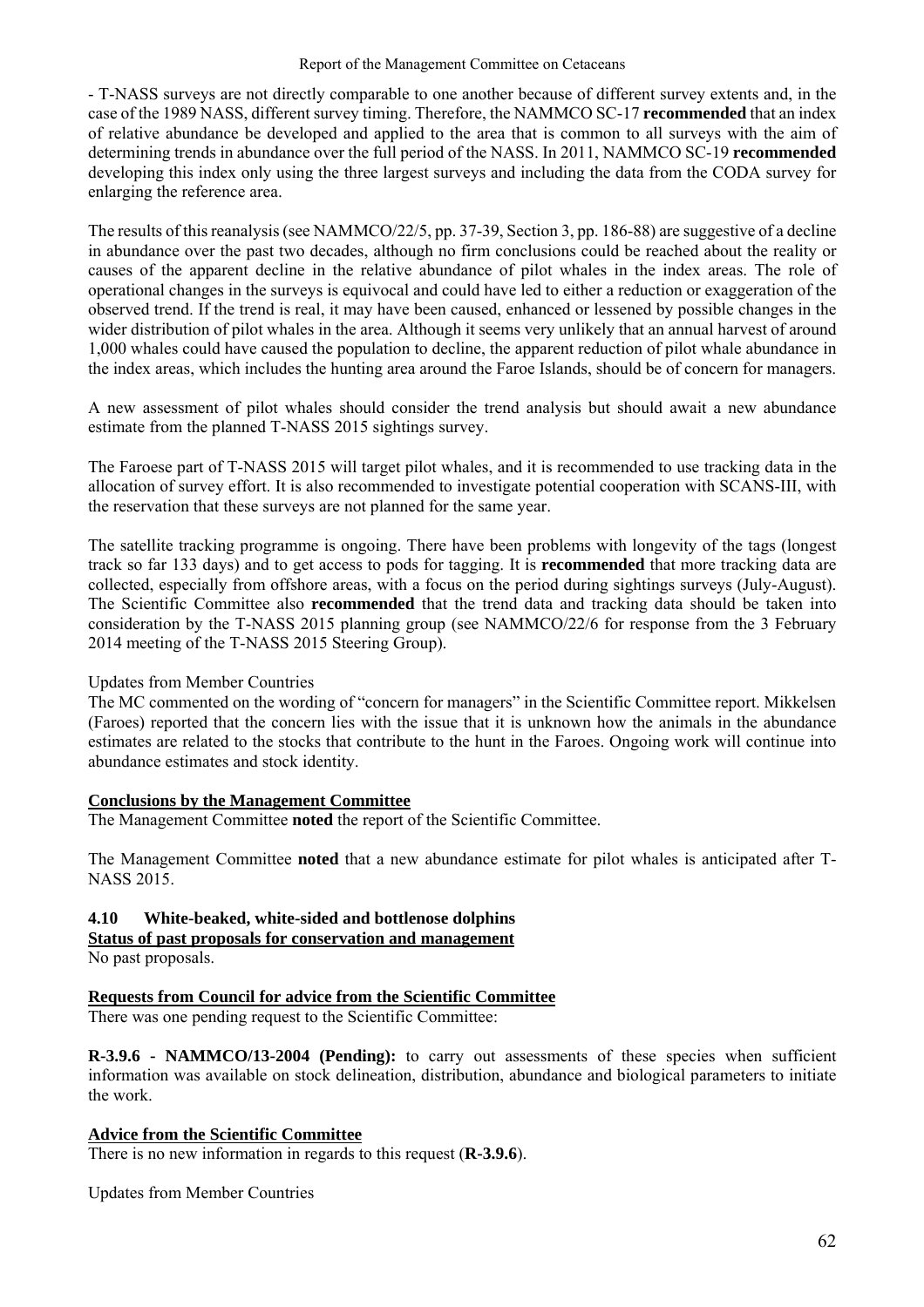- T-NASS surveys are not directly comparable to one another because of different survey extents and, in the case of the 1989 NASS, different survey timing. Therefore, the NAMMCO SC-17 **recommended** that an index of relative abundance be developed and applied to the area that is common to all surveys with the aim of determining trends in abundance over the full period of the NASS. In 2011, NAMMCO SC-19 **recommended** developing this index only using the three largest surveys and including the data from the CODA survey for enlarging the reference area.

The results of this reanalysis (see NAMMCO/22/5, pp. 37-39, Section 3, pp. 186-88) are suggestive of a decline in abundance over the past two decades, although no firm conclusions could be reached about the reality or causes of the apparent decline in the relative abundance of pilot whales in the index areas. The role of operational changes in the surveys is equivocal and could have led to either a reduction or exaggeration of the observed trend. If the trend is real, it may have been caused, enhanced or lessened by possible changes in the wider distribution of pilot whales in the area. Although it seems very unlikely that an annual harvest of around 1,000 whales could have caused the population to decline, the apparent reduction of pilot whale abundance in the index areas, which includes the hunting area around the Faroe Islands, should be of concern for managers.

A new assessment of pilot whales should consider the trend analysis but should await a new abundance estimate from the planned T-NASS 2015 sightings survey.

The Faroese part of T-NASS 2015 will target pilot whales, and it is recommended to use tracking data in the allocation of survey effort. It is also recommended to investigate potential cooperation with SCANS-III, with the reservation that these surveys are not planned for the same year.

The satellite tracking programme is ongoing. There have been problems with longevity of the tags (longest track so far 133 days) and to get access to pods for tagging. It is **recommended** that more tracking data are collected, especially from offshore areas, with a focus on the period during sightings surveys (July-August). The Scientific Committee also **recommended** that the trend data and tracking data should be taken into consideration by the T-NASS 2015 planning group (see NAMMCO/22/6 for response from the 3 February 2014 meeting of the T-NASS 2015 Steering Group).

Updates from Member Countries

The MC commented on the wording of "concern for managers" in the Scientific Committee report. Mikkelsen (Faroes) reported that the concern lies with the issue that it is unknown how the animals in the abundance estimates are related to the stocks that contribute to the hunt in the Faroes. Ongoing work will continue into abundance estimates and stock identity.

**Conclusions by the Management Committee**

The Management Committee **noted** the report of the Scientific Committee.

The Management Committee **noted** that a new abundance estimate for pilot whales is anticipated after T-NASS 2015.

### 4.10 White-beaked, white-sided and bottlenose dolphins

**Status of past proposals for conservation and management**

No past proposals.

**Requests from Council for advice from the Scientific Committee**

There was one pending request to the Scientific Committee:

**R-3.9.6 - NAMMCO/13-2004 (Pending):** to carry out assessments of these species when sufficient information was available on stock delineation, distribution, abundance and biological parameters to initiate the work.

**Advice from the Scientific Committee**

There is no new information in regards to this request (**R-3.9.6**).

Updates from Member Countries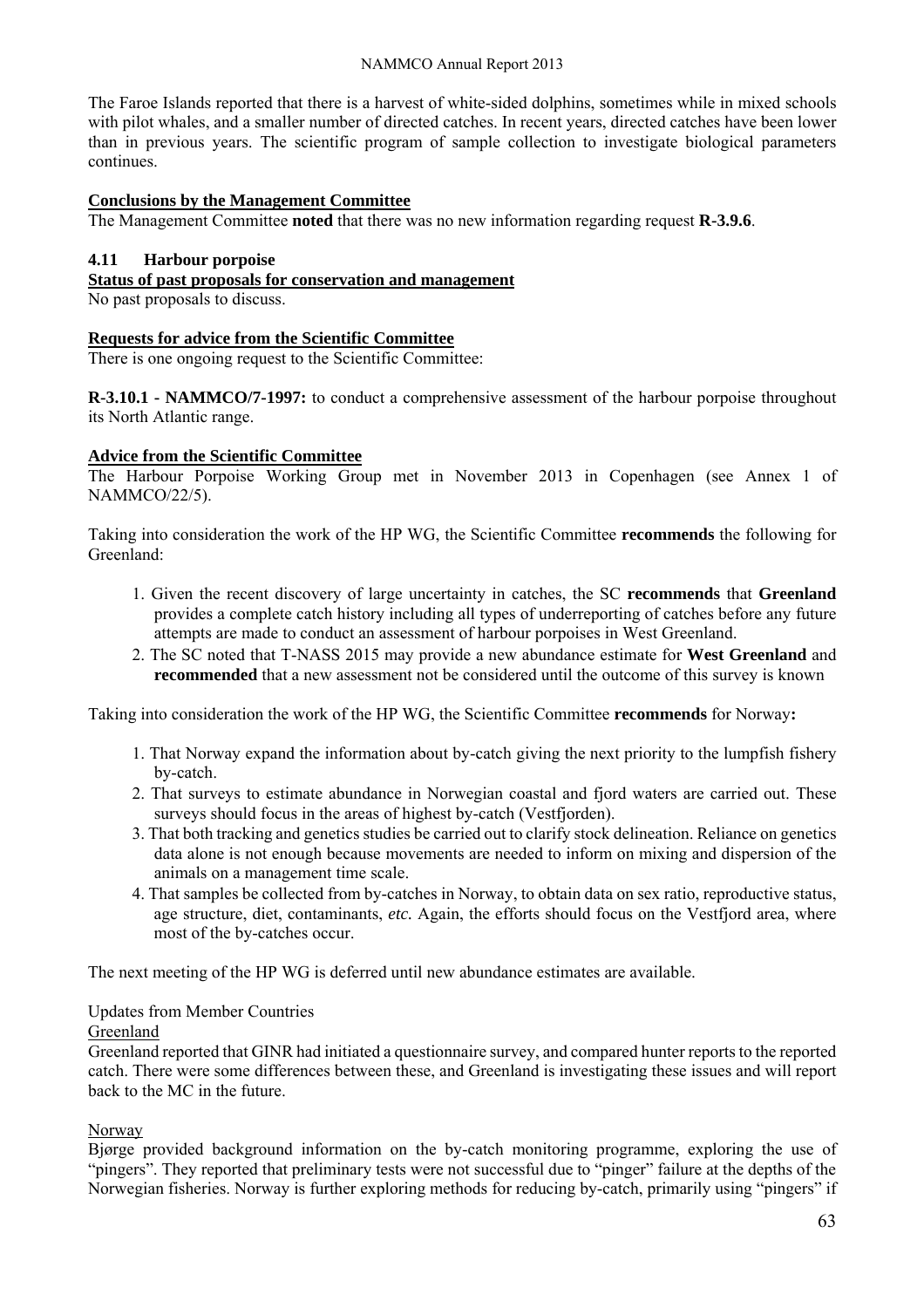The Faroe Islands reported that there is a harvest of white-sided dolphins, sometimes while in mixed schools with pilot whales, and a smaller number of directed catches. In recent years, directed catches have been lower than in previous years. The scientific program of sample collection to investigate biological parameters continues.

**Conclusions by the Management Committee**

The Management Committee **noted** that there was no new information regarding request **R-3.9.6**.

### 4.11 Harbour porpoise

**Status of past proposals for conservation and management**

No past proposals to discuss.

**Requests for advice from the Scientific Committee**

There is one ongoing request to the Scientific Committee:

**R-3.10.1 - NAMMCO/7-1997:** to conduct a comprehensive assessment of the harbour porpoise throughout its North Atlantic range.

**Advice from the Scientific Committee**

The Harbour Porpoise Working Group met in November 2013 in Copenhagen (see Annex 1 of NAMMCO/22/5).

Taking into consideration the work of the HP WG, the Scientific Committee **recommends** the following for Greenland:

1. Given the recent discovery of large uncertainty in catches, the SC **recommends** that **Greenland** provides a complete catch history including all types of underreporting of catches before any future attempts are made to conduct an assessment of harbour porpoises in West Greenland.
2. The SC noted that T-NASS 2015 may provide a new abundance estimate for **West Greenland** and **recommended** that a new assessment not be considered until the outcome of this survey is known

Taking into consideration the work of the HP WG, the Scientific Committee **recommends** for Norway**:**

1. That Norway expand the information about by-catch giving the next priority to the lumpfish fishery by-catch.
2. That surveys to estimate abundance in Norwegian coastal and fjord waters are carried out. These surveys should focus in the areas of highest by-catch (Vestfjorden).
3. That both tracking and genetics studies be carried out to clarify stock delineation. Reliance on genetics data alone is not enough because movements are needed to inform on mixing and dispersion of the animals on a management time scale.
4. That samples be collected from by-catches in Norway, to obtain data on sex ratio, reproductive status, age structure, diet, contaminants, *etc.* Again, the efforts should focus on the Vestfjord area, where most of the by-catches occur.

The next meeting of the HP WG is deferred until new abundance estimates are available.

Updates from Member Countries

Greenland

Greenland reported that GINR had initiated a questionnaire survey, and compared hunter reports to the reported catch. There were some differences between these, and Greenland is investigating these issues and will report back to the MC in the future.

Norway

Bjørge provided background information on the by-catch monitoring programme, exploring the use of "pingers". They reported that preliminary tests were not successful due to "pinger" failure at the depths of the Norwegian fisheries. Norway is further exploring methods for reducing by-catch, primarily using "pingers" if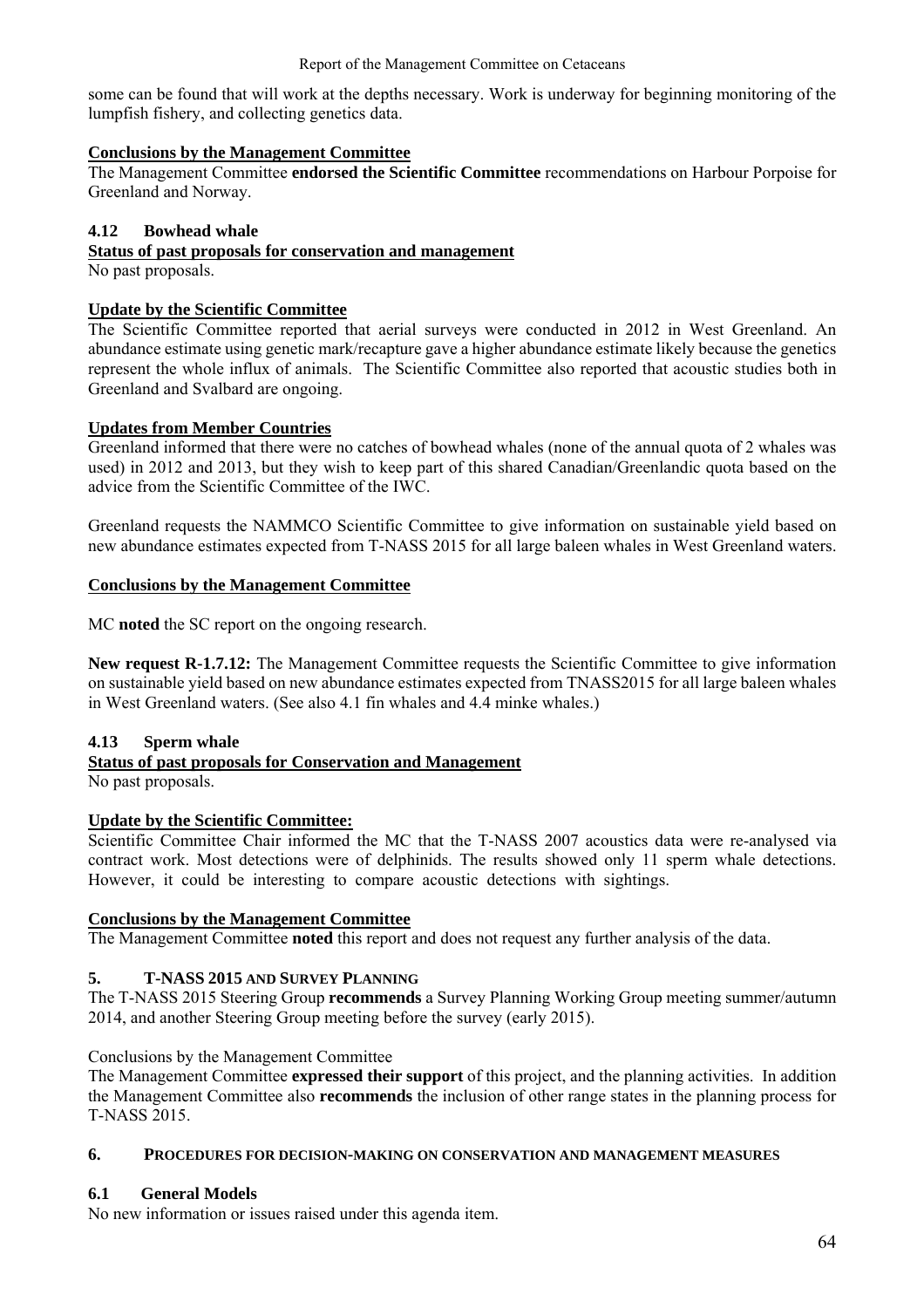some can be found that will work at the depths necessary. Work is underway for beginning monitoring of the lumpfish fishery, and collecting genetics data.

**Conclusions by the Management Committee**

The Management Committee **endorsed the Scientific Committee** recommendations on Harbour Porpoise for Greenland and Norway.

### 4.12 Bowhead whale

**Status of past proposals for conservation and management**

No past proposals.

**Update by the Scientific Committee**

The Scientific Committee reported that aerial surveys were conducted in 2012 in West Greenland. An abundance estimate using genetic mark/recapture gave a higher abundance estimate likely because the genetics represent the whole influx of animals. The Scientific Committee also reported that acoustic studies both in Greenland and Svalbard are ongoing.

**Updates from Member Countries**

Greenland informed that there were no catches of bowhead whales (none of the annual quota of 2 whales was used) in 2012 and 2013, but they wish to keep part of this shared Canadian/Greenlandic quota based on the advice from the Scientific Committee of the IWC.

Greenland requests the NAMMCO Scientific Committee to give information on sustainable yield based on new abundance estimates expected from T-NASS 2015 for all large baleen whales in West Greenland waters.

**Conclusions by the Management Committee**

MC **noted** the SC report on the ongoing research.

**New request R-1.7.12:** The Management Committee requests the Scientific Committee to give information on sustainable yield based on new abundance estimates expected from TNASS2015 for all large baleen whales in West Greenland waters. (See also 4.1 fin whales and 4.4 minke whales.)

### 4.13 Sperm whale

**Status of past proposals for Conservation and Management**

No past proposals.

**Update by the Scientific Committee:**

Scientific Committee Chair informed the MC that the T-NASS 2007 acoustics data were re-analysed via contract work. Most detections were of delphinids. The results showed only 11 sperm whale detections. However, it could be interesting to compare acoustic detections with sightings.

**Conclusions by the Management Committee**

The Management Committee **noted** this report and does not request any further analysis of the data.

## 5. T-NASS 2015 AND SURVEY PLANNING

The T-NASS 2015 Steering Group **recommends** a Survey Planning Working Group meeting summer/autumn 2014, and another Steering Group meeting before the survey (early 2015).

Conclusions by the Management Committee

The Management Committee **expressed their support** of this project, and the planning activities. In addition the Management Committee also **recommends** the inclusion of other range states in the planning process for T-NASS 2015.

## 6. PROCEDURES FOR DECISION-MAKING ON CONSERVATION AND MANAGEMENT MEASURES

### 6.1 General Models

No new information or issues raised under this agenda item.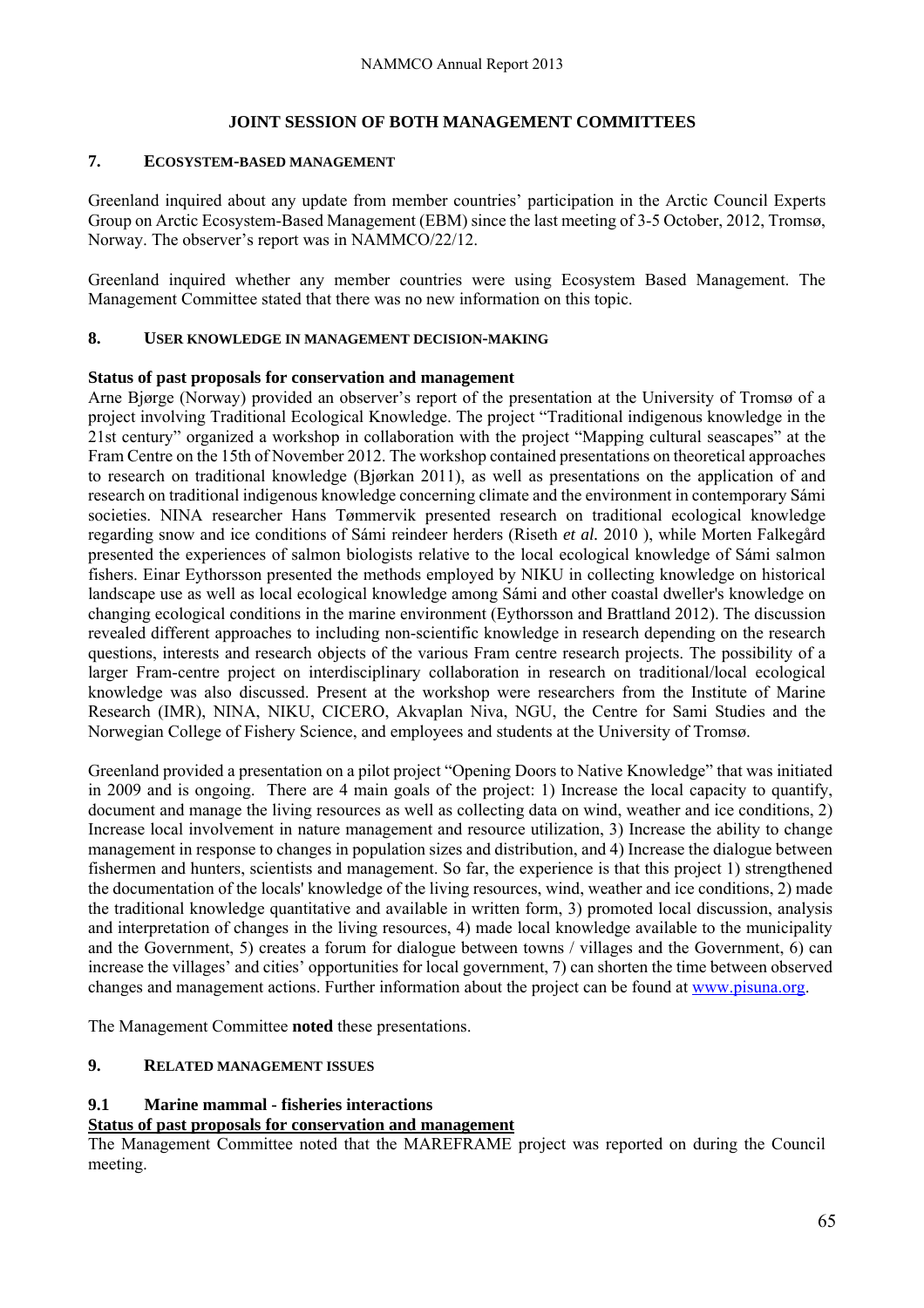## JOINT SESSION OF BOTH MANAGEMENT COMMITTEES

### 7. ECOSYSTEM-BASED MANAGEMENT

Greenland inquired about any update from member countries' participation in the Arctic Council Experts Group on Arctic Ecosystem-Based Management (EBM) since the last meeting of 3-5 October, 2012, Tromsø, Norway. The observer's report was in NAMMCO/22/12.

Greenland inquired whether any member countries were using Ecosystem Based Management. The Management Committee stated that there was no new information on this topic.

### 8. USER KNOWLEDGE IN MANAGEMENT DECISION-MAKING

**Status of past proposals for conservation and management**

Arne Bjørge (Norway) provided an observer's report of the presentation at the University of Tromsø of a project involving Traditional Ecological Knowledge. The project "Traditional indigenous knowledge in the 21st century" organized a workshop in collaboration with the project "Mapping cultural seascapes" at the Fram Centre on the 15th of November 2012. The workshop contained presentations on theoretical approaches to research on traditional knowledge (Bjørkan 2011), as well as presentations on the application of and research on traditional indigenous knowledge concerning climate and the environment in contemporary Sámi societies. NINA researcher Hans Tømmervik presented research on traditional ecological knowledge regarding snow and ice conditions of Sámi reindeer herders (Riseth *et al.* 2010 ), while Morten Falkegård presented the experiences of salmon biologists relative to the local ecological knowledge of Sámi salmon fishers. Einar Eythorsson presented the methods employed by NIKU in collecting knowledge on historical landscape use as well as local ecological knowledge among Sámi and other coastal dweller's knowledge on changing ecological conditions in the marine environment (Eythorsson and Brattland 2012). The discussion revealed different approaches to including non-scientific knowledge in research depending on the research questions, interests and research objects of the various Fram centre research projects. The possibility of a larger Fram-centre project on interdisciplinary collaboration in research on traditional/local ecological knowledge was also discussed. Present at the workshop were researchers from the Institute of Marine Research (IMR), NINA, NIKU, CICERO, Akvaplan Niva, NGU, the Centre for Sami Studies and the Norwegian College of Fishery Science, and employees and students at the University of Tromsø.

Greenland provided a presentation on a pilot project "Opening Doors to Native Knowledge" that was initiated in 2009 and is ongoing. There are 4 main goals of the project: 1) Increase the local capacity to quantify, document and manage the living resources as well as collecting data on wind, weather and ice conditions, 2) Increase local involvement in nature management and resource utilization, 3) Increase the ability to change management in response to changes in population sizes and distribution, and 4) Increase the dialogue between fishermen and hunters, scientists and management. So far, the experience is that this project 1) strengthened the documentation of the locals' knowledge of the living resources, wind, weather and ice conditions, 2) made the traditional knowledge quantitative and available in written form, 3) promoted local discussion, analysis and interpretation of changes in the living resources, 4) made local knowledge available to the municipality and the Government, 5) creates a forum for dialogue between towns / villages and the Government, 6) can increase the villages' and cities' opportunities for local government, 7) can shorten the time between observed changes and management actions. Further information about the project can be found at www.pisuna.org.

The Management Committee **noted** these presentations.

### 9. RELATED MANAGEMENT ISSUES

#### 9.1 Marine mammal - fisheries interactions

**Status of past proposals for conservation and management**

The Management Committee noted that the MAREFRAME project was reported on during the Council meeting.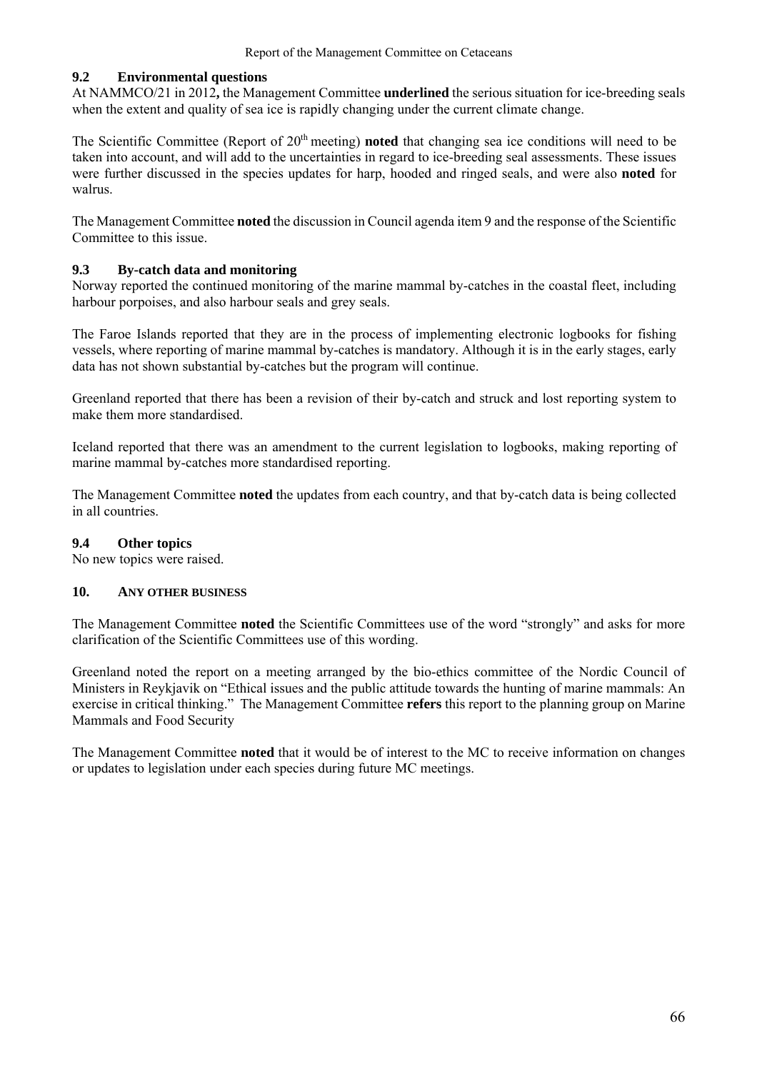## 9.2 Environmental questions

At NAMMCO/21 in 2012**,** the Management Committee **underlined** the serious situation for ice-breeding seals when the extent and quality of sea ice is rapidly changing under the current climate change.

The Scientific Committee (Report of 20th meeting) **noted** that changing sea ice conditions will need to be taken into account, and will add to the uncertainties in regard to ice-breeding seal assessments. These issues were further discussed in the species updates for harp, hooded and ringed seals, and were also **noted** for walrus.

The Management Committee **noted** the discussion in Council agenda item 9 and the response of the Scientific Committee to this issue.

## 9.3 By-catch data and monitoring

Norway reported the continued monitoring of the marine mammal by-catches in the coastal fleet, including harbour porpoises, and also harbour seals and grey seals.

The Faroe Islands reported that they are in the process of implementing electronic logbooks for fishing vessels, where reporting of marine mammal by-catches is mandatory. Although it is in the early stages, early data has not shown substantial by-catches but the program will continue.

Greenland reported that there has been a revision of their by-catch and struck and lost reporting system to make them more standardised.

Iceland reported that there was an amendment to the current legislation to logbooks, making reporting of marine mammal by-catches more standardised reporting.

The Management Committee **noted** the updates from each country, and that by-catch data is being collected in all countries.

## 9.4 Other topics

No new topics were raised.

## 10. ANY OTHER BUSINESS

The Management Committee **noted** the Scientific Committees use of the word "strongly" and asks for more clarification of the Scientific Committees use of this wording.

Greenland noted the report on a meeting arranged by the bio-ethics committee of the Nordic Council of Ministers in Reykjavik on "Ethical issues and the public attitude towards the hunting of marine mammals: An exercise in critical thinking." The Management Committee **refers** this report to the planning group on Marine Mammals and Food Security

The Management Committee **noted** that it would be of interest to the MC to receive information on changes or updates to legislation under each species during future MC meetings.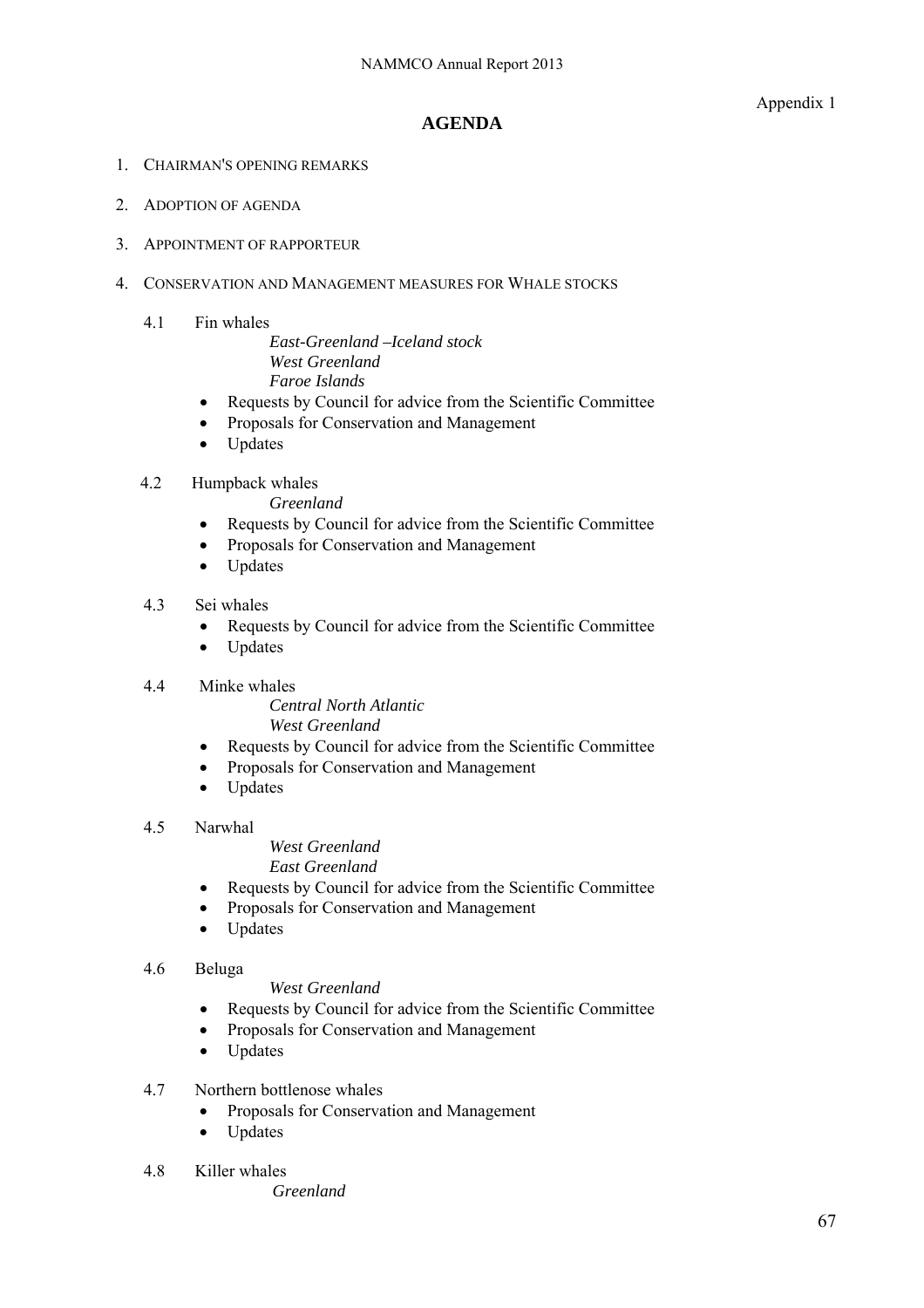Appendix 1

## AGENDA

1. CHAIRMAN'S OPENING REMARKS
2. ADOPTION OF AGENDA
3. APPOINTMENT OF RAPPORTEUR
4. CONSERVATION AND MANAGEMENT MEASURES FOR WHALE STOCKS

   4.1 Fin whales

   *East-Greenland –Iceland stock*
   *West Greenland*
   *Faroe Islands*

   - Requests by Council for advice from the Scientific Committee
   - Proposals for Conservation and Management
   - Updates

   4.2 Humpback whales

   *Greenland*

   - Requests by Council for advice from the Scientific Committee
   - Proposals for Conservation and Management
   - Updates

   4.3 Sei whales

   - Requests by Council for advice from the Scientific Committee
   - Updates

   4.4 Minke whales

   *Central North Atlantic*
   *West Greenland*

   - Requests by Council for advice from the Scientific Committee
   - Proposals for Conservation and Management
   - Updates

   4.5 Narwhal

   *West Greenland*
   *East Greenland*

   - Requests by Council for advice from the Scientific Committee
   - Proposals for Conservation and Management
   - Updates

   4.6 Beluga

   *West Greenland*

   - Requests by Council for advice from the Scientific Committee
   - Proposals for Conservation and Management
   - Updates

   4.7 Northern bottlenose whales

   - Proposals for Conservation and Management
   - Updates

   4.8 Killer whales

   *Greenland*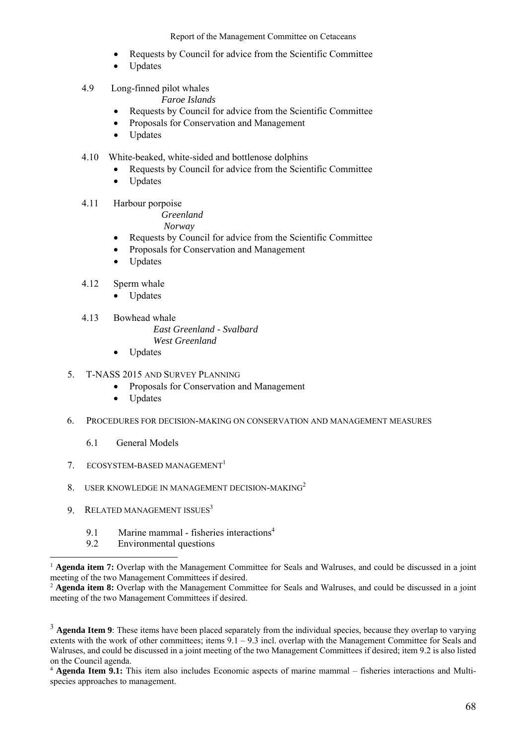- Requests by Council for advice from the Scientific Committee
- Updates

4.9 Long-finned pilot whales

*Faroe Islands*

- Requests by Council for advice from the Scientific Committee
- Proposals for Conservation and Management
- Updates

4.10 White-beaked, white-sided and bottlenose dolphins

- Requests by Council for advice from the Scientific Committee
- Updates

4.11 Harbour porpoise

*Greenland*

*Norway*

- Requests by Council for advice from the Scientific Committee
- Proposals for Conservation and Management
- Updates

4.12 Sperm whale

- Updates

4.13 Bowhead whale

*East Greenland - Svalbard*

*West Greenland*

- Updates

5. T-NASS 2015 AND SURVEY PLANNING
   - Proposals for Conservation and Management
   - Updates

6. PROCEDURES FOR DECISION-MAKING ON CONSERVATION AND MANAGEMENT MEASURES

   6.1 General Models

7. ECOSYSTEM-BASED MANAGEMENT[1]

8. USER KNOWLEDGE IN MANAGEMENT DECISION-MAKING[2]

9. RELATED MANAGEMENT ISSUES[3]

   9.1 Marine mammal - fisheries interactions[4]

   9.2 Environmental questions

---

[1] **Agenda item 7:** Overlap with the Management Committee for Seals and Walruses, and could be discussed in a joint meeting of the two Management Committees if desired.

[2] **Agenda item 8:** Overlap with the Management Committee for Seals and Walruses, and could be discussed in a joint meeting of the two Management Committees if desired.

[3] **Agenda Item 9**: These items have been placed separately from the individual species, because they overlap to varying extents with the work of other committees; items 9.1 – 9.3 incl. overlap with the Management Committee for Seals and Walruses, and could be discussed in a joint meeting of the two Management Committees if desired; item 9.2 is also listed on the Council agenda.

[4] **Agenda Item 9.1:** This item also includes Economic aspects of marine mammal – fisheries interactions and Multi-species approaches to management.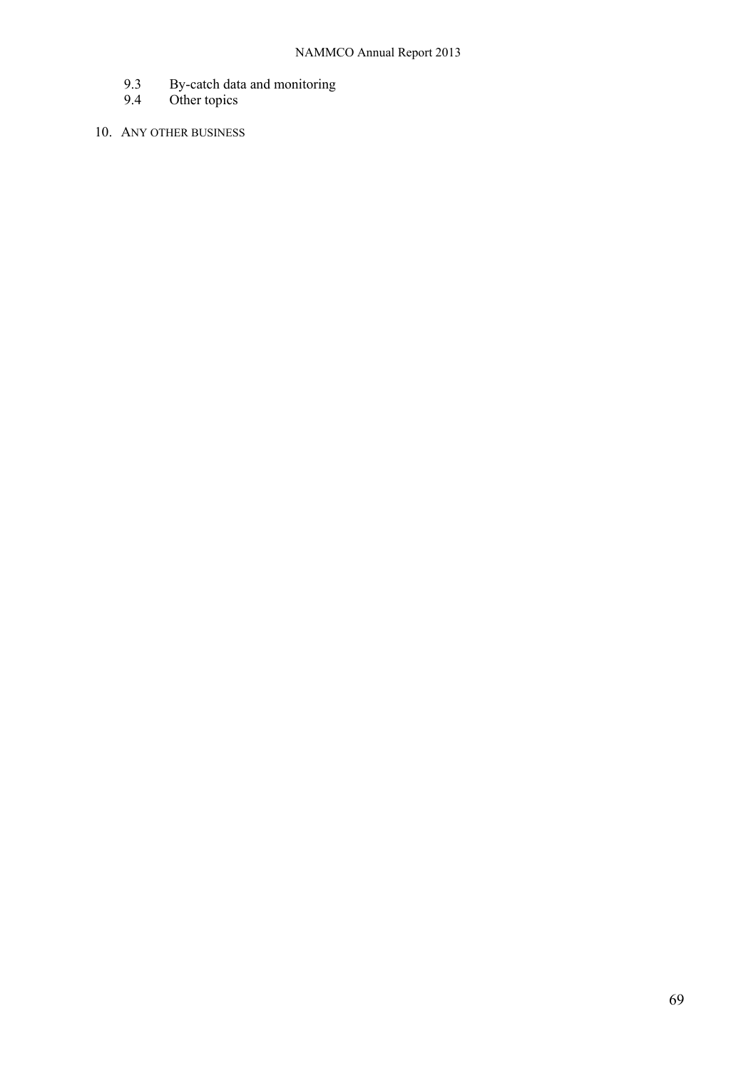9.3 By-catch data and monitoring
9.4 Other topics

10. ANY OTHER BUSINESS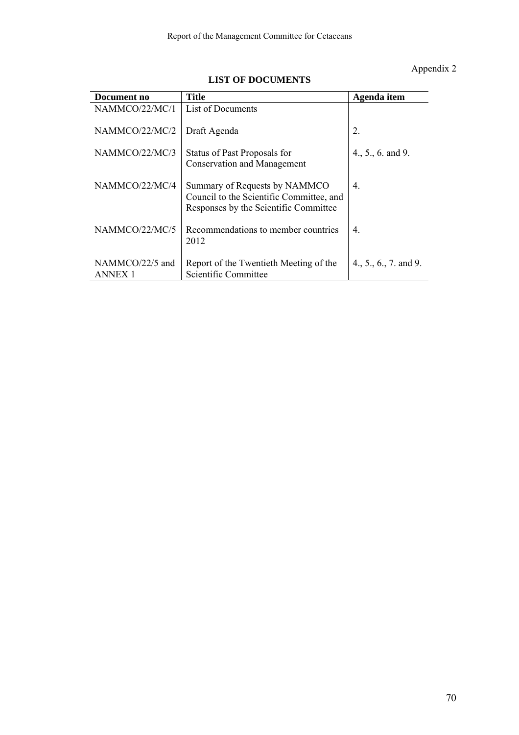Appendix 2

**LIST OF DOCUMENTS**

| Document no | Title | Agenda item |
|---|---|---|
| NAMMCO/22/MC/1 | List of Documents | |
| NAMMCO/22/MC/2 | Draft Agenda | 2. |
| NAMMCO/22/MC/3 | Status of Past Proposals for Conservation and Management | 4., 5., 6. and 9. |
| NAMMCO/22/MC/4 | Summary of Requests by NAMMCO Council to the Scientific Committee, and Responses by the Scientific Committee | 4. |
| NAMMCO/22/MC/5 | Recommendations to member countries 2012 | 4. |
| NAMMCO/22/5 and ANNEX 1 | Report of the Twentieth Meeting of the Scientific Committee | 4., 5., 6., 7. and 9. |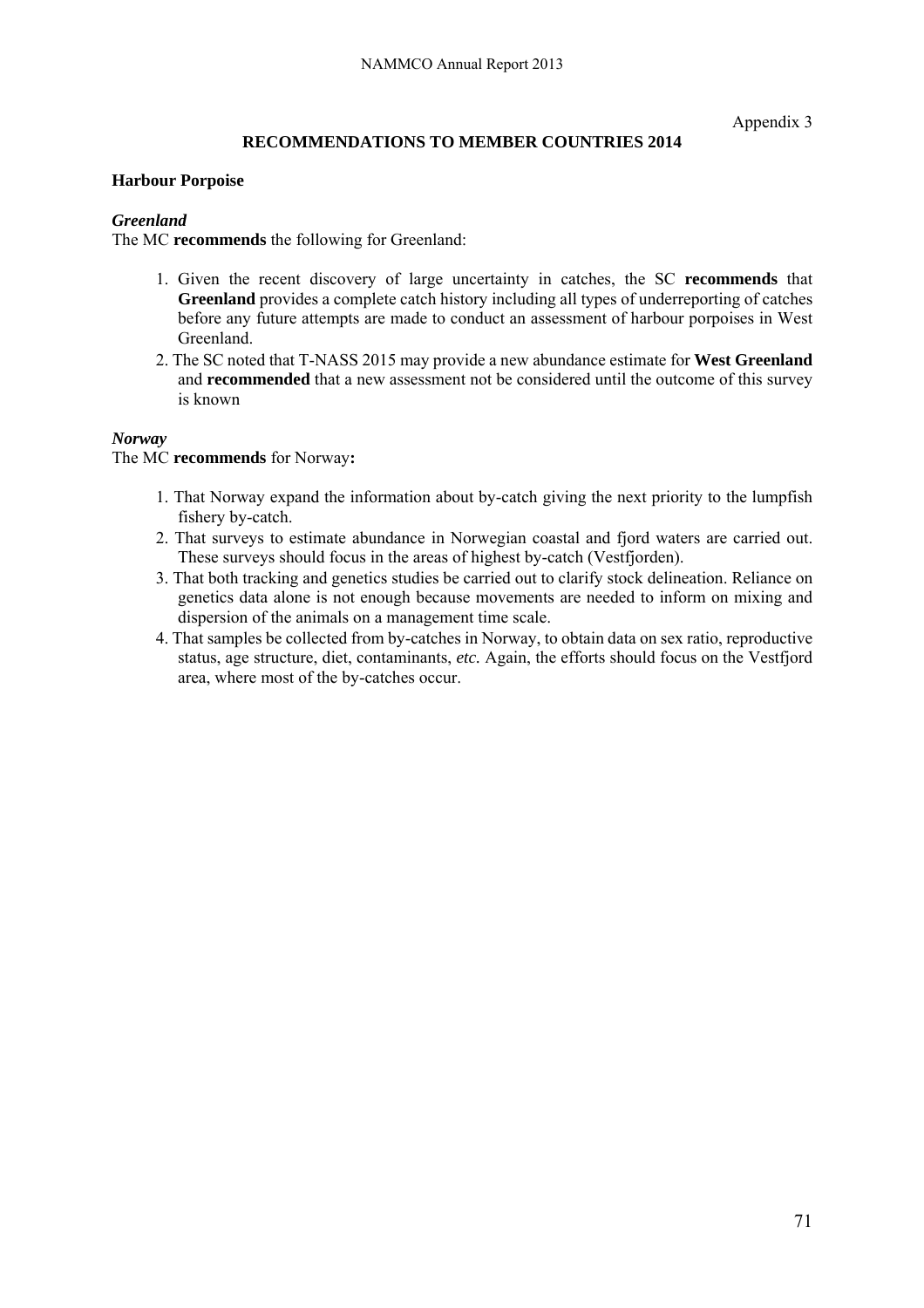Appendix 3

## RECOMMENDATIONS TO MEMBER COUNTRIES 2014

### Harbour Porpoise

#### *Greenland*

The MC **recommends** the following for Greenland:

1. Given the recent discovery of large uncertainty in catches, the SC **recommends** that **Greenland** provides a complete catch history including all types of underreporting of catches before any future attempts are made to conduct an assessment of harbour porpoises in West Greenland.
2. The SC noted that T-NASS 2015 may provide a new abundance estimate for **West Greenland** and **recommended** that a new assessment not be considered until the outcome of this survey is known

#### *Norway*

The MC **recommends** for Norway**:**

1. That Norway expand the information about by-catch giving the next priority to the lumpfish fishery by-catch.
2. That surveys to estimate abundance in Norwegian coastal and fjord waters are carried out. These surveys should focus in the areas of highest by-catch (Vestfjorden).
3. That both tracking and genetics studies be carried out to clarify stock delineation. Reliance on genetics data alone is not enough because movements are needed to inform on mixing and dispersion of the animals on a management time scale.
4. That samples be collected from by-catches in Norway, to obtain data on sex ratio, reproductive status, age structure, diet, contaminants, *etc.* Again, the efforts should focus on the Vestfjord area, where most of the by-catches occur.